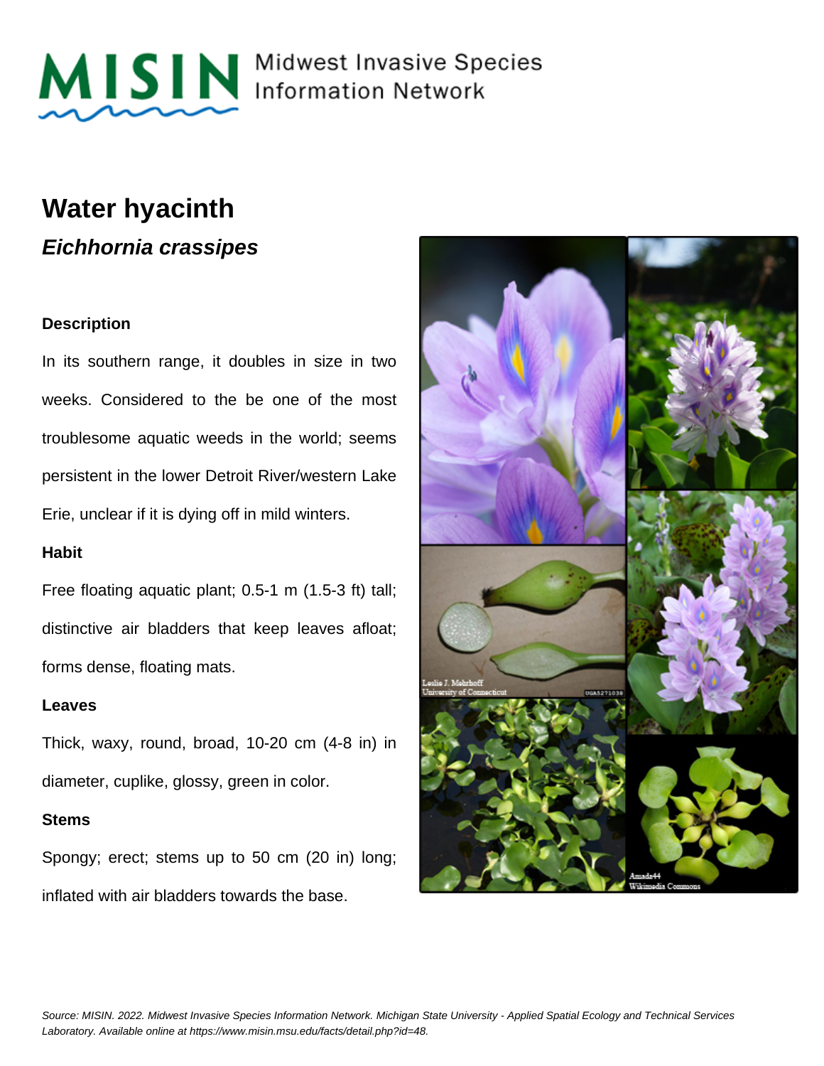MISIN Midwest Invasive Species Information Network

# Water hyacinth

## *Eichhornia crassipes*

### Description

In its southern range, it doubles in size in two weeks. Considered to the be one of the most troublesome aquatic weeds in the world; seems persistent in the lower Detroit River/western Lake Erie, unclear if it is dying off in mild winters.

### Habit

Free floating aquatic plant; 0.5-1 m (1.5-3 ft) tall; distinctive air bladders that keep leaves afloat; forms dense, floating mats.

### Leaves

Thick, waxy, round, broad, 10-20 cm (4-8 in) in diameter, cuplike, glossy, green in color.

### Stems

Spongy; erect; stems up to 50 cm (20 in) long; inflated with air bladders towards the base.

*Source: MISIN. 2022. Midwest Invasive Species Information Network. Michigan State University - Applied Spatial Ecology and Technical Services Laboratory. Available online at https://www.misin.msu.edu/facts/detail.php?id=48.*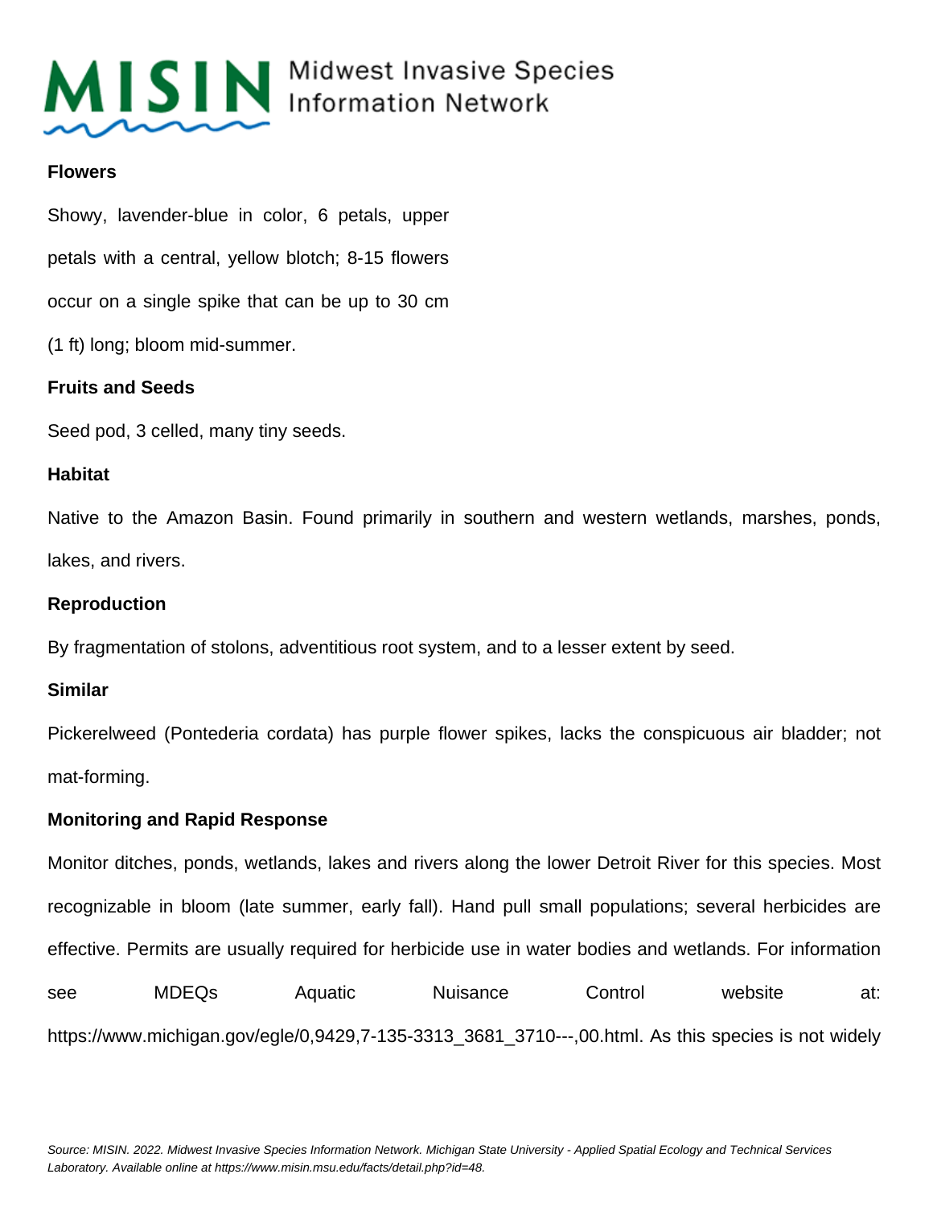**Flowers**

Showy, lavender-blue in color, 6 petals, upper petals with a central, yellow blotch; 8-15 flowers occur on a single spike that can be up to 30 cm (1 ft) long; bloom mid-summer.

**Fruits and Seeds**

Seed pod, 3 celled, many tiny seeds.

**Habitat**

Native to the Amazon Basin. Found primarily in southern and western wetlands, marshes, ponds, lakes, and rivers.

**Reproduction**

By fragmentation of stolons, adventitious root system, and to a lesser extent by seed.

**Similar**

Pickerelweed (Pontederia cordata) has purple flower spikes, lacks the conspicuous air bladder; not mat-forming.

**Monitoring and Rapid Response**

Monitor ditches, ponds, wetlands, lakes and rivers along the lower Detroit River for this species. Most recognizable in bloom (late summer, early fall). Hand pull small populations; several herbicides are effective. Permits are usually required for herbicide use in water bodies and wetlands. For information see MDEQs Aquatic Nuisance Control website at: https://www.michigan.gov/egle/0,9429,7-135-3313_3681_3710---,00.html. As this species is not widely

*Source: MISIN. 2022. Midwest Invasive Species Information Network. Michigan State University - Applied Spatial Ecology and Technical Services Laboratory. Available online at https://www.misin.msu.edu/facts/detail.php?id=48.*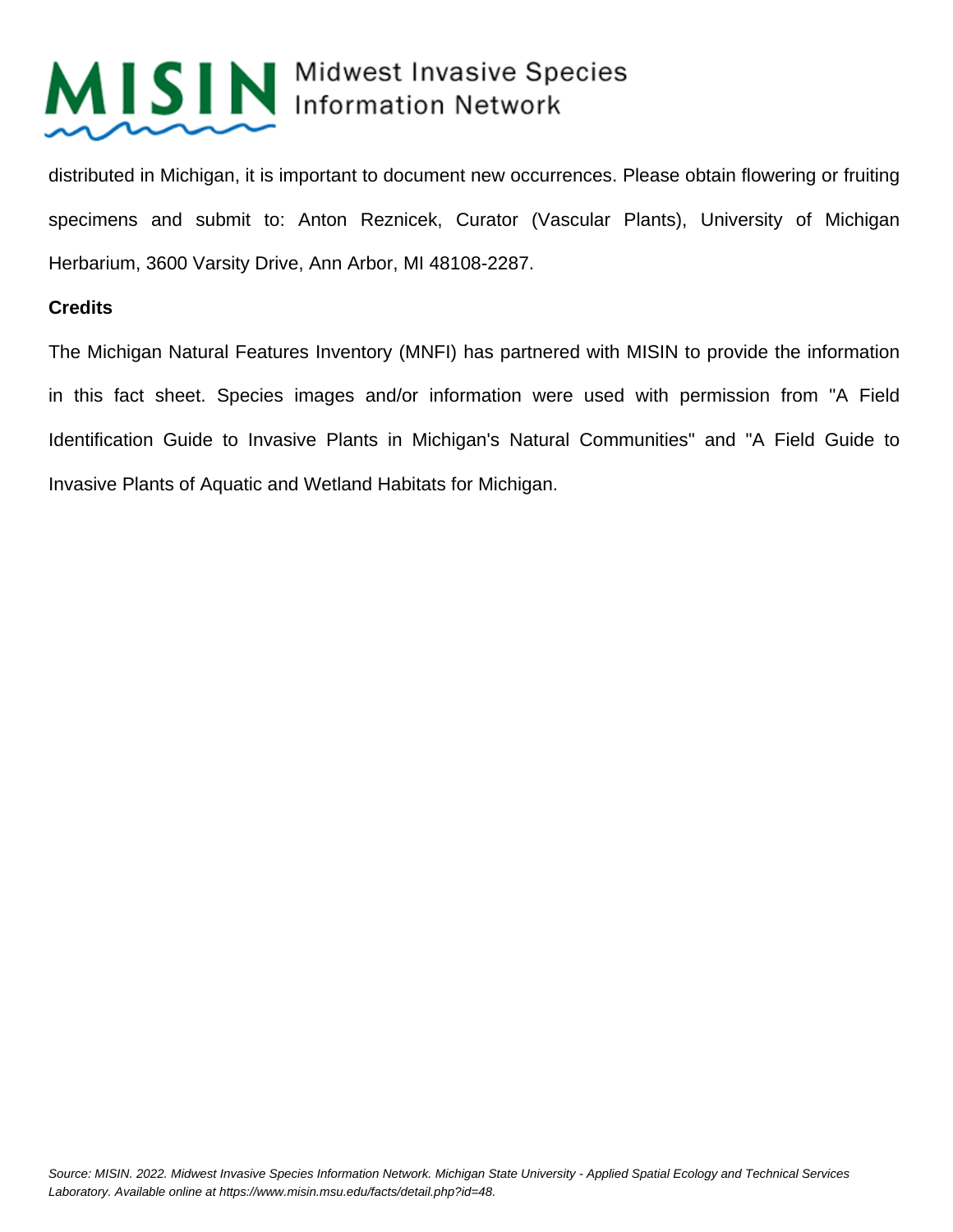distributed in Michigan, it is important to document new occurrences. Please obtain flowering or fruiting specimens and submit to: Anton Reznicek, Curator (Vascular Plants), University of Michigan Herbarium, 3600 Varsity Drive, Ann Arbor, MI 48108-2287.

**Credits**

The Michigan Natural Features Inventory (MNFI) has partnered with MISIN to provide the information in this fact sheet. Species images and/or information were used with permission from "A Field Identification Guide to Invasive Plants in Michigan's Natural Communities" and "A Field Guide to Invasive Plants of Aquatic and Wetland Habitats for Michigan.

*Source: MISIN. 2022. Midwest Invasive Species Information Network. Michigan State University - Applied Spatial Ecology and Technical Services Laboratory. Available online at https://www.misin.msu.edu/facts/detail.php?id=48.*